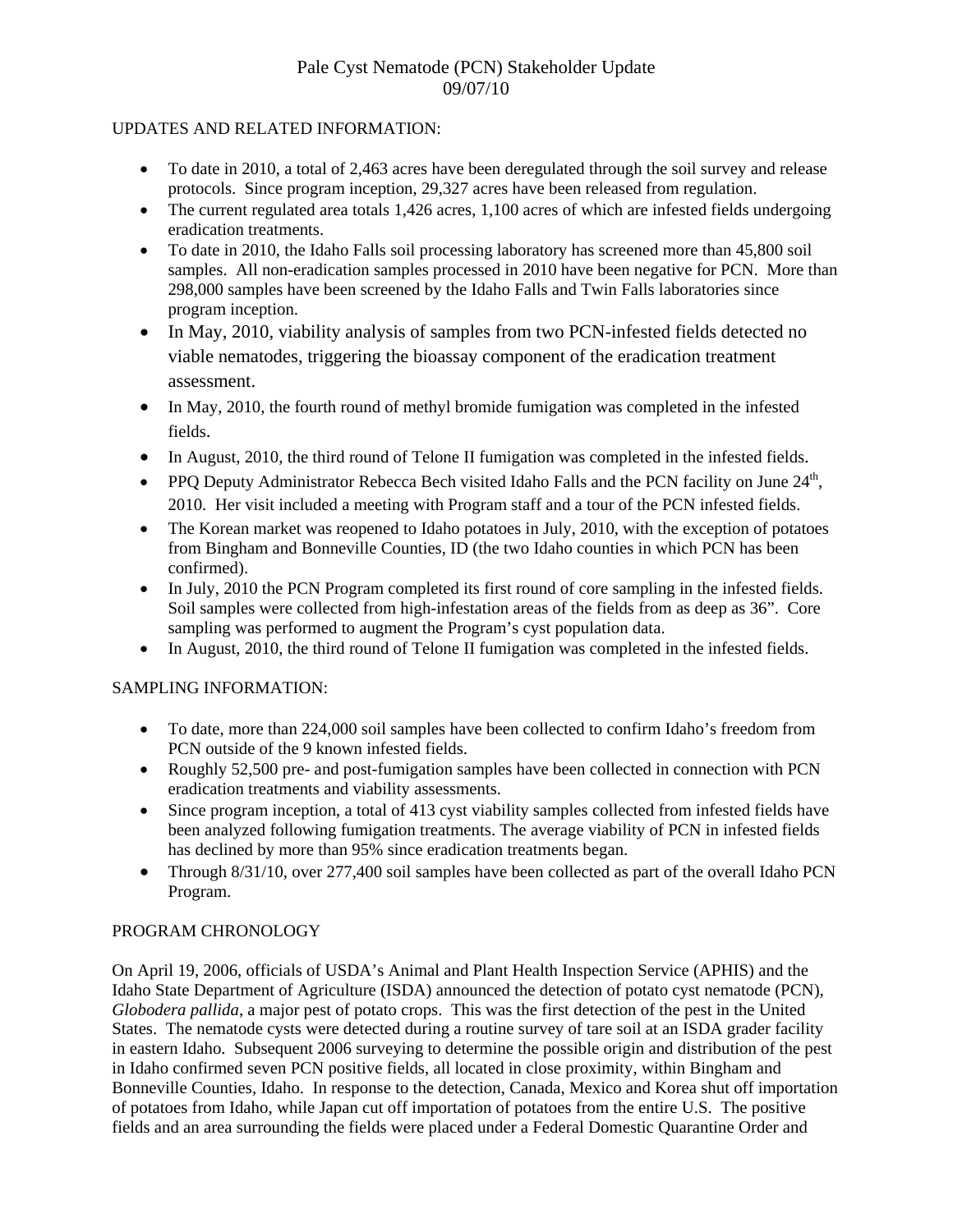# Pale Cyst Nematode (PCN) Stakeholder Update
09/07/10

UPDATES AND RELATED INFORMATION:

- To date in 2010, a total of 2,463 acres have been deregulated through the soil survey and release protocols. Since program inception, 29,327 acres have been released from regulation.
- The current regulated area totals 1,426 acres, 1,100 acres of which are infested fields undergoing eradication treatments.
- To date in 2010, the Idaho Falls soil processing laboratory has screened more than 45,800 soil samples. All non-eradication samples processed in 2010 have been negative for PCN. More than 298,000 samples have been screened by the Idaho Falls and Twin Falls laboratories since program inception.
- In May, 2010, viability analysis of samples from two PCN-infested fields detected no viable nematodes, triggering the bioassay component of the eradication treatment assessment.
- In May, 2010, the fourth round of methyl bromide fumigation was completed in the infested fields.
- In August, 2010, the third round of Telone II fumigation was completed in the infested fields.
- PPQ Deputy Administrator Rebecca Bech visited Idaho Falls and the PCN facility on June 24th, 2010. Her visit included a meeting with Program staff and a tour of the PCN infested fields.
- The Korean market was reopened to Idaho potatoes in July, 2010, with the exception of potatoes from Bingham and Bonneville Counties, ID (the two Idaho counties in which PCN has been confirmed).
- In July, 2010 the PCN Program completed its first round of core sampling in the infested fields. Soil samples were collected from high-infestation areas of the fields from as deep as 36". Core sampling was performed to augment the Program's cyst population data.
- In August, 2010, the third round of Telone II fumigation was completed in the infested fields.

SAMPLING INFORMATION:

- To date, more than 224,000 soil samples have been collected to confirm Idaho's freedom from PCN outside of the 9 known infested fields.
- Roughly 52,500 pre- and post-fumigation samples have been collected in connection with PCN eradication treatments and viability assessments.
- Since program inception, a total of 413 cyst viability samples collected from infested fields have been analyzed following fumigation treatments. The average viability of PCN in infested fields has declined by more than 95% since eradication treatments began.
- Through 8/31/10, over 277,400 soil samples have been collected as part of the overall Idaho PCN Program.

PROGRAM CHRONOLOGY

On April 19, 2006, officials of USDA's Animal and Plant Health Inspection Service (APHIS) and the Idaho State Department of Agriculture (ISDA) announced the detection of potato cyst nematode (PCN), *Globodera pallida*, a major pest of potato crops. This was the first detection of the pest in the United States. The nematode cysts were detected during a routine survey of tare soil at an ISDA grader facility in eastern Idaho. Subsequent 2006 surveying to determine the possible origin and distribution of the pest in Idaho confirmed seven PCN positive fields, all located in close proximity, within Bingham and Bonneville Counties, Idaho. In response to the detection, Canada, Mexico and Korea shut off importation of potatoes from Idaho, while Japan cut off importation of potatoes from the entire U.S. The positive fields and an area surrounding the fields were placed under a Federal Domestic Quarantine Order and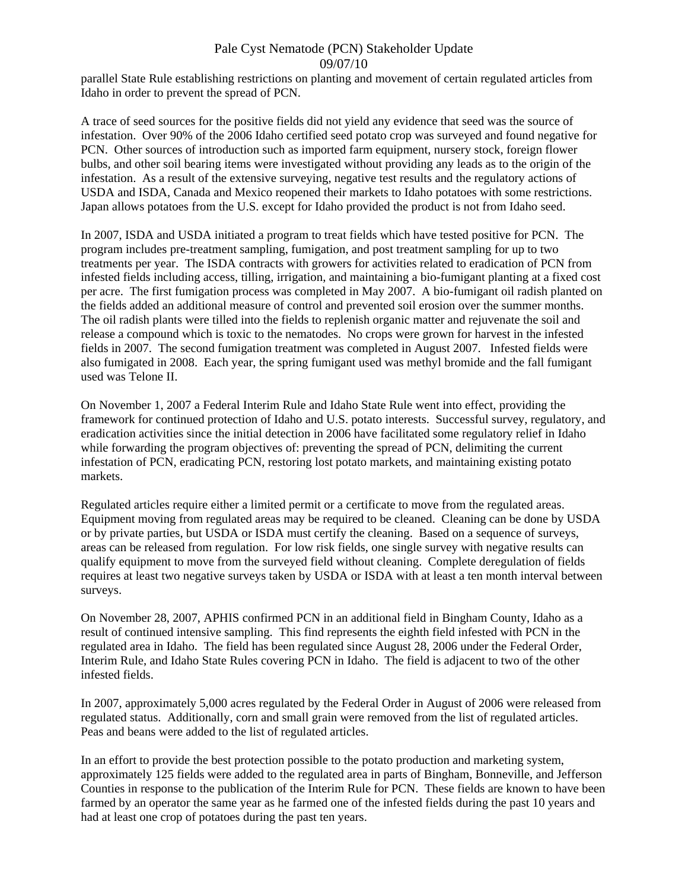parallel State Rule establishing restrictions on planting and movement of certain regulated articles from Idaho in order to prevent the spread of PCN.

A trace of seed sources for the positive fields did not yield any evidence that seed was the source of infestation. Over 90% of the 2006 Idaho certified seed potato crop was surveyed and found negative for PCN. Other sources of introduction such as imported farm equipment, nursery stock, foreign flower bulbs, and other soil bearing items were investigated without providing any leads as to the origin of the infestation. As a result of the extensive surveying, negative test results and the regulatory actions of USDA and ISDA, Canada and Mexico reopened their markets to Idaho potatoes with some restrictions. Japan allows potatoes from the U.S. except for Idaho provided the product is not from Idaho seed.

In 2007, ISDA and USDA initiated a program to treat fields which have tested positive for PCN. The program includes pre-treatment sampling, fumigation, and post treatment sampling for up to two treatments per year. The ISDA contracts with growers for activities related to eradication of PCN from infested fields including access, tilling, irrigation, and maintaining a bio-fumigant planting at a fixed cost per acre. The first fumigation process was completed in May 2007. A bio-fumigant oil radish planted on the fields added an additional measure of control and prevented soil erosion over the summer months. The oil radish plants were tilled into the fields to replenish organic matter and rejuvenate the soil and release a compound which is toxic to the nematodes. No crops were grown for harvest in the infested fields in 2007. The second fumigation treatment was completed in August 2007. Infested fields were also fumigated in 2008. Each year, the spring fumigant used was methyl bromide and the fall fumigant used was Telone II.

On November 1, 2007 a Federal Interim Rule and Idaho State Rule went into effect, providing the framework for continued protection of Idaho and U.S. potato interests. Successful survey, regulatory, and eradication activities since the initial detection in 2006 have facilitated some regulatory relief in Idaho while forwarding the program objectives of: preventing the spread of PCN, delimiting the current infestation of PCN, eradicating PCN, restoring lost potato markets, and maintaining existing potato markets.

Regulated articles require either a limited permit or a certificate to move from the regulated areas. Equipment moving from regulated areas may be required to be cleaned. Cleaning can be done by USDA or by private parties, but USDA or ISDA must certify the cleaning. Based on a sequence of surveys, areas can be released from regulation. For low risk fields, one single survey with negative results can qualify equipment to move from the surveyed field without cleaning. Complete deregulation of fields requires at least two negative surveys taken by USDA or ISDA with at least a ten month interval between surveys.

On November 28, 2007, APHIS confirmed PCN in an additional field in Bingham County, Idaho as a result of continued intensive sampling. This find represents the eighth field infested with PCN in the regulated area in Idaho. The field has been regulated since August 28, 2006 under the Federal Order, Interim Rule, and Idaho State Rules covering PCN in Idaho. The field is adjacent to two of the other infested fields.

In 2007, approximately 5,000 acres regulated by the Federal Order in August of 2006 were released from regulated status. Additionally, corn and small grain were removed from the list of regulated articles. Peas and beans were added to the list of regulated articles.

In an effort to provide the best protection possible to the potato production and marketing system, approximately 125 fields were added to the regulated area in parts of Bingham, Bonneville, and Jefferson Counties in response to the publication of the Interim Rule for PCN. These fields are known to have been farmed by an operator the same year as he farmed one of the infested fields during the past 10 years and had at least one crop of potatoes during the past ten years.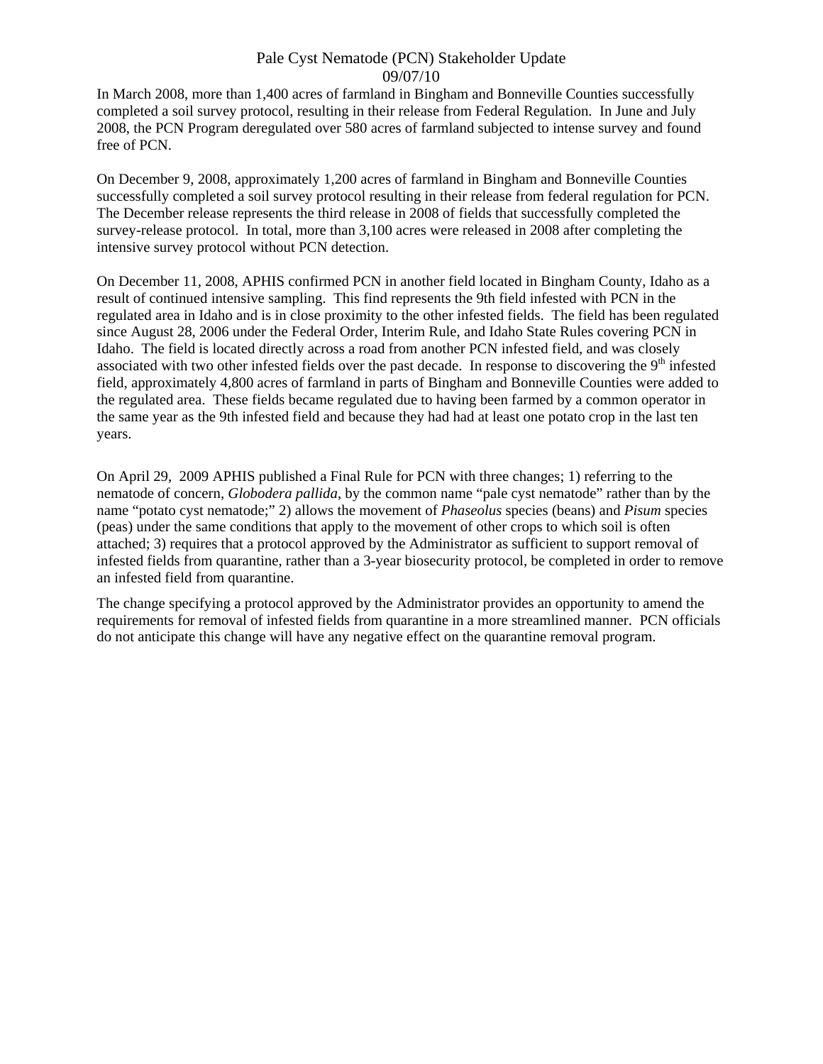Pale Cyst Nematode (PCN) Stakeholder Update
09/07/10

In March 2008, more than 1,400 acres of farmland in Bingham and Bonneville Counties successfully completed a soil survey protocol, resulting in their release from Federal Regulation. In June and July 2008, the PCN Program deregulated over 580 acres of farmland subjected to intense survey and found free of PCN.

On December 9, 2008, approximately 1,200 acres of farmland in Bingham and Bonneville Counties successfully completed a soil survey protocol resulting in their release from federal regulation for PCN. The December release represents the third release in 2008 of fields that successfully completed the survey-release protocol. In total, more than 3,100 acres were released in 2008 after completing the intensive survey protocol without PCN detection.

On December 11, 2008, APHIS confirmed PCN in another field located in Bingham County, Idaho as a result of continued intensive sampling. This find represents the 9th field infested with PCN in the regulated area in Idaho and is in close proximity to the other infested fields. The field has been regulated since August 28, 2006 under the Federal Order, Interim Rule, and Idaho State Rules covering PCN in Idaho. The field is located directly across a road from another PCN infested field, and was closely associated with two other infested fields over the past decade. In response to discovering the 9th infested field, approximately 4,800 acres of farmland in parts of Bingham and Bonneville Counties were added to the regulated area. These fields became regulated due to having been farmed by a common operator in the same year as the 9th infested field and because they had had at least one potato crop in the last ten years.

On April 29, 2009 APHIS published a Final Rule for PCN with three changes; 1) referring to the nematode of concern, *Globodera pallida*, by the common name "pale cyst nematode" rather than by the name "potato cyst nematode;" 2) allows the movement of *Phaseolus* species (beans) and *Pisum* species (peas) under the same conditions that apply to the movement of other crops to which soil is often attached; 3) requires that a protocol approved by the Administrator as sufficient to support removal of infested fields from quarantine, rather than a 3-year biosecurity protocol, be completed in order to remove an infested field from quarantine.

The change specifying a protocol approved by the Administrator provides an opportunity to amend the requirements for removal of infested fields from quarantine in a more streamlined manner. PCN officials do not anticipate this change will have any negative effect on the quarantine removal program.